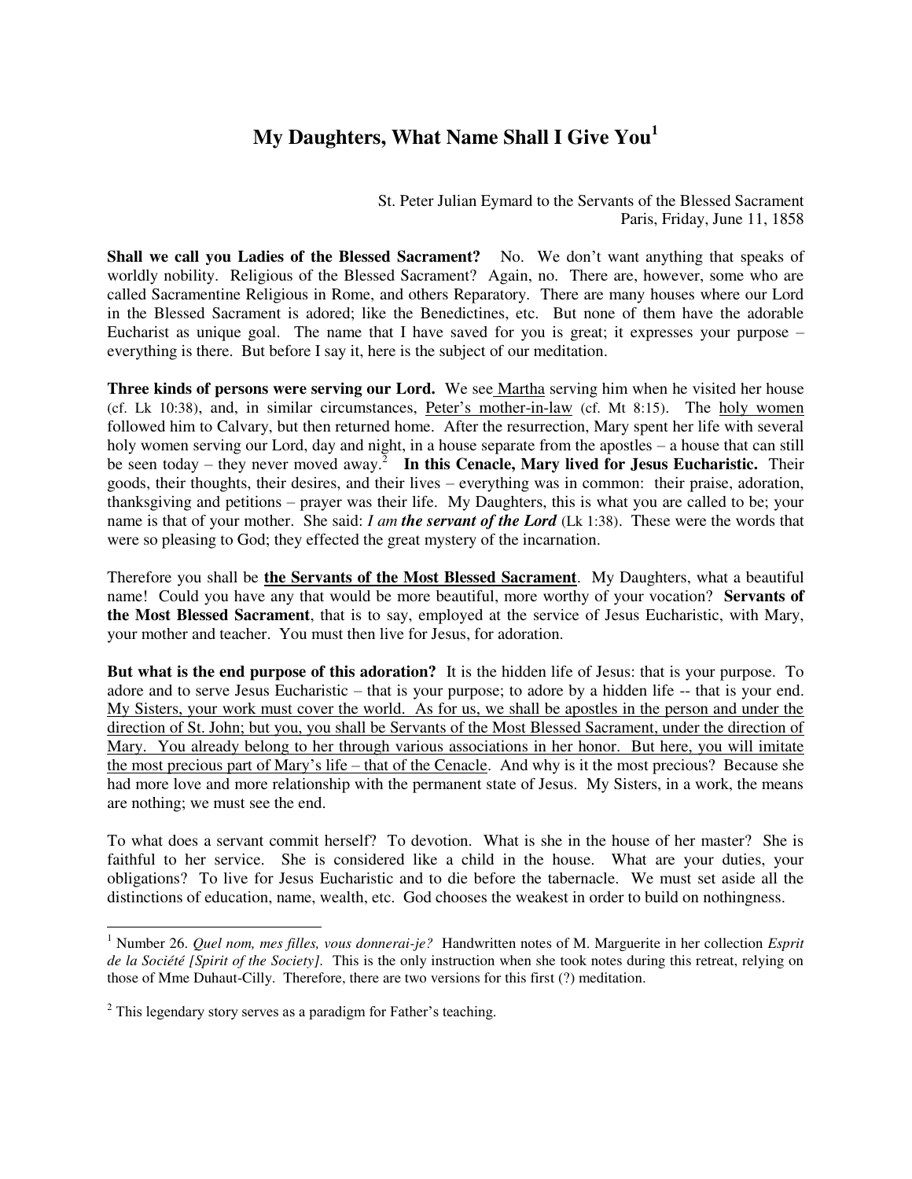# My Daughters, What Name Shall I Give You[1]

St. Peter Julian Eymard to the Servants of the Blessed Sacrament
Paris, Friday, June 11, 1858

**Shall we call you Ladies of the Blessed Sacrament?** No. We don't want anything that speaks of worldly nobility. Religious of the Blessed Sacrament? Again, no. There are, however, some who are called Sacramentine Religious in Rome, and others Reparatory. There are many houses where our Lord in the Blessed Sacrament is adored; like the Benedictines, etc. But none of them have the adorable Eucharist as unique goal. The name that I have saved for you is great; it expresses your purpose – everything is there. But before I say it, here is the subject of our meditation.

**Three kinds of persons were serving our Lord.** We see <u>Martha</u> serving him when he visited her house (cf. Lk 10:38), and, in similar circumstances, <u>Peter's mother-in-law</u> (cf. Mt 8:15). The <u>holy women</u> followed him to Calvary, but then returned home. After the resurrection, Mary spent her life with several holy women serving our Lord, day and night, in a house separate from the apostles – a house that can still be seen today – they never moved away.[2] **In this Cenacle, Mary lived for Jesus Eucharistic.** Their goods, their thoughts, their desires, and their lives – everything was in common: their praise, adoration, thanksgiving and petitions – prayer was their life. My Daughters, this is what you are called to be; your name is that of your mother. She said: ***I am the servant of the Lord*** (Lk 1:38). These were the words that were so pleasing to God; they effected the great mystery of the incarnation.

Therefore you shall be **<u>the Servants of the Most Blessed Sacrament</u>**. My Daughters, what a beautiful name! Could you have any that would be more beautiful, more worthy of your vocation? **Servants of the Most Blessed Sacrament**, that is to say, employed at the service of Jesus Eucharistic, with Mary, your mother and teacher. You must then live for Jesus, for adoration.

**But what is the end purpose of this adoration?** It is the hidden life of Jesus: that is your purpose. To adore and to serve Jesus Eucharistic – that is your purpose; to adore by a hidden life -- that is your end. <u>My Sisters, your work must cover the world. As for us, we shall be apostles in the person and under the direction of St. John; but you, you shall be Servants of the Most Blessed Sacrament, under the direction of Mary. You already belong to her through various associations in her honor. But here, you will imitate the most precious part of Mary's life – that of the Cenacle</u>. And why is it the most precious? Because she had more love and more relationship with the permanent state of Jesus. My Sisters, in a work, the means are nothing; we must see the end.

To what does a servant commit herself? To devotion. What is she in the house of her master? She is faithful to her service. She is considered like a child in the house. What are your duties, your obligations? To live for Jesus Eucharistic and to die before the tabernacle. We must set aside all the distinctions of education, name, wealth, etc. God chooses the weakest in order to build on nothingness.

---

[1] Number 26. *Quel nom, mes filles, vous donnerai-je?* Handwritten notes of M. Marguerite in her collection *Esprit de la Société [Spirit of the Society]*. This is the only instruction when she took notes during this retreat, relying on those of Mme Duhaut-Cilly. Therefore, there are two versions for this first (?) meditation.

[2] This legendary story serves as a paradigm for Father's teaching.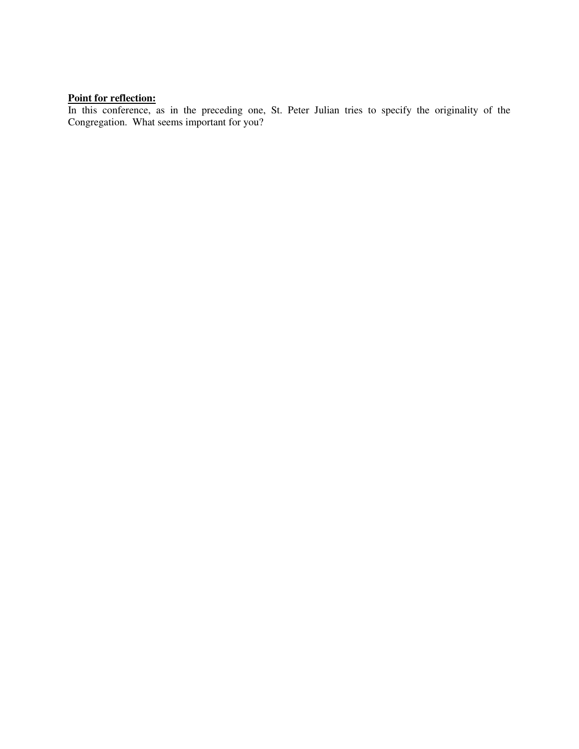**Point for reflection:**

In this conference, as in the preceding one, St. Peter Julian tries to specify the originality of the Congregation. What seems important for you?